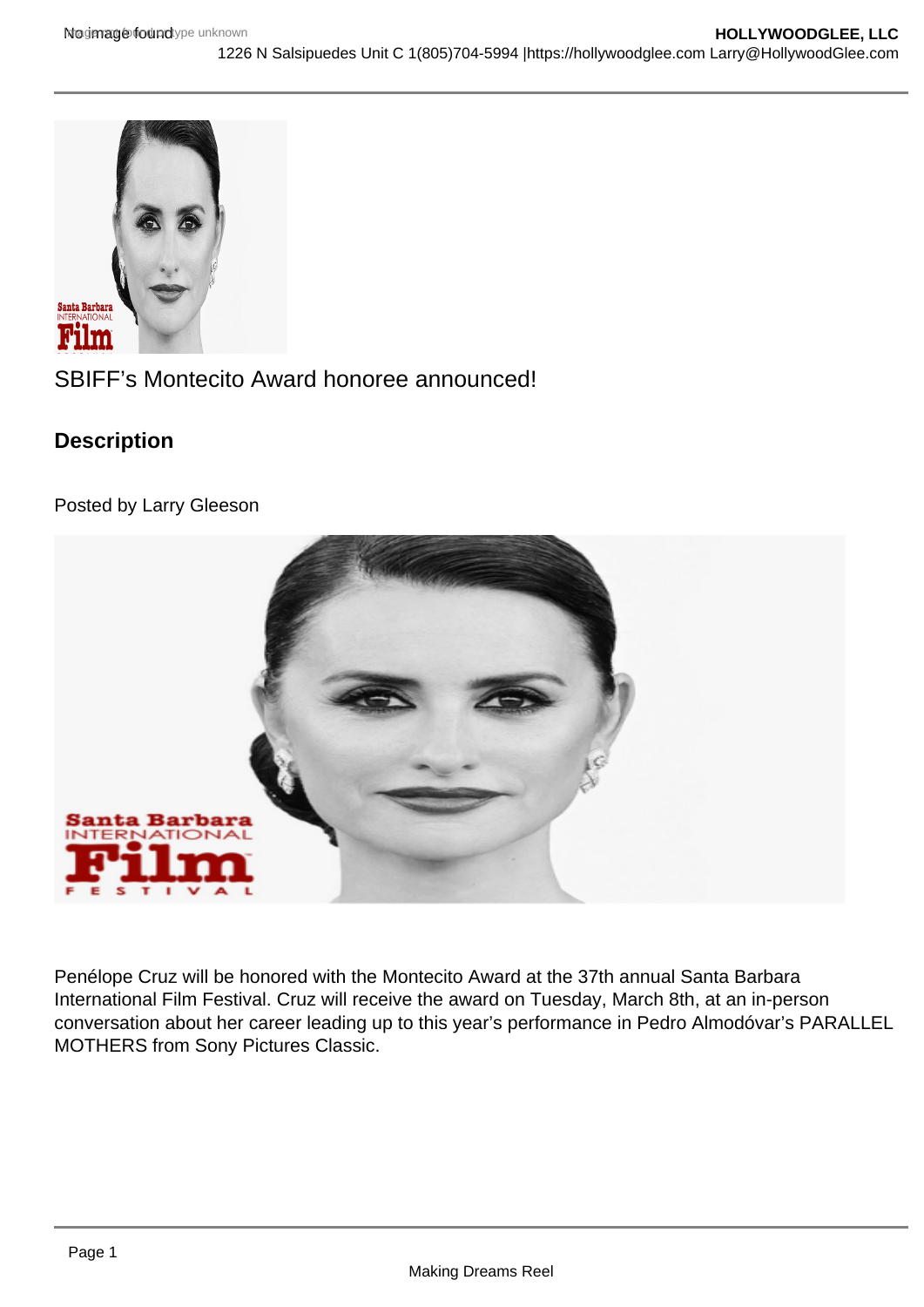SBIFF's Montecito Award honoree announced!

## Description

Posted by Larry Gleeson

Penélope Cruz will be honored with the Montecito Award at the 37th annual Santa Barbara International Film Festival. Cruz will receive the award on Tuesday, March 8th, at an in-person conversation about her career leading up to this year's performance in Pedro Almodóvar's PARALLEL MOTHERS from Sony Pictures Classic.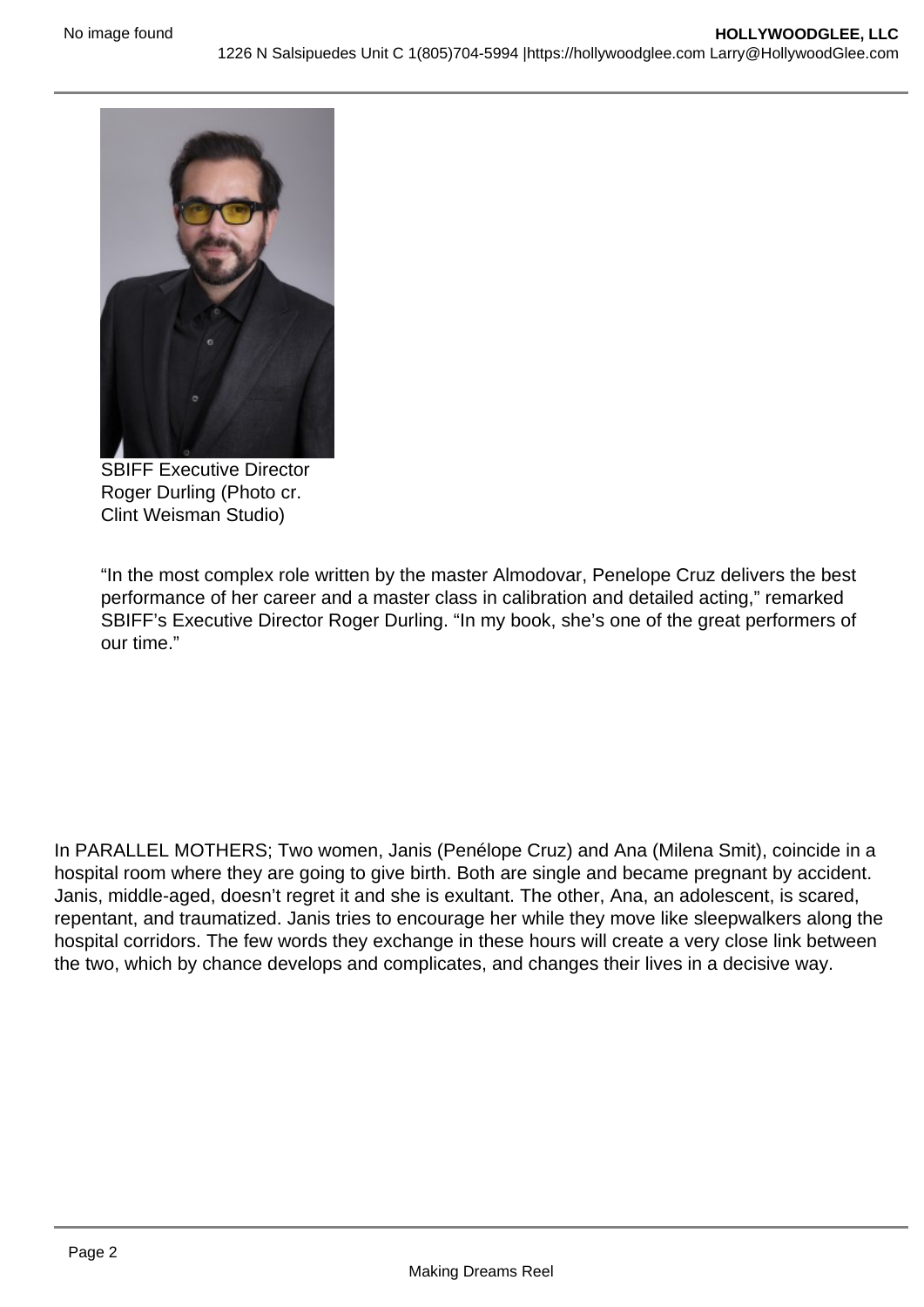SBIFF Executive Director Roger Durling (Photo cr. Clint Weisman Studio)

"In the most complex role written by the master Almodovar, Penelope Cruz delivers the best performance of her career and a master class in calibration and detailed acting," remarked SBIFF's Executive Director Roger Durling. "In my book, she's one of the great performers of our time."

In PARALLEL MOTHERS; Two women, Janis (Penélope Cruz) and Ana (Milena Smit), coincide in a hospital room where they are going to give birth. Both are single and became pregnant by accident. Janis, middle-aged, doesn't regret it and she is exultant. The other, Ana, an adolescent, is scared, repentant, and traumatized. Janis tries to encourage her while they move like sleepwalkers along the hospital corridors. The few words they exchange in these hours will create a very close link between the two, which by chance develops and complicates, and changes their lives in a decisive way.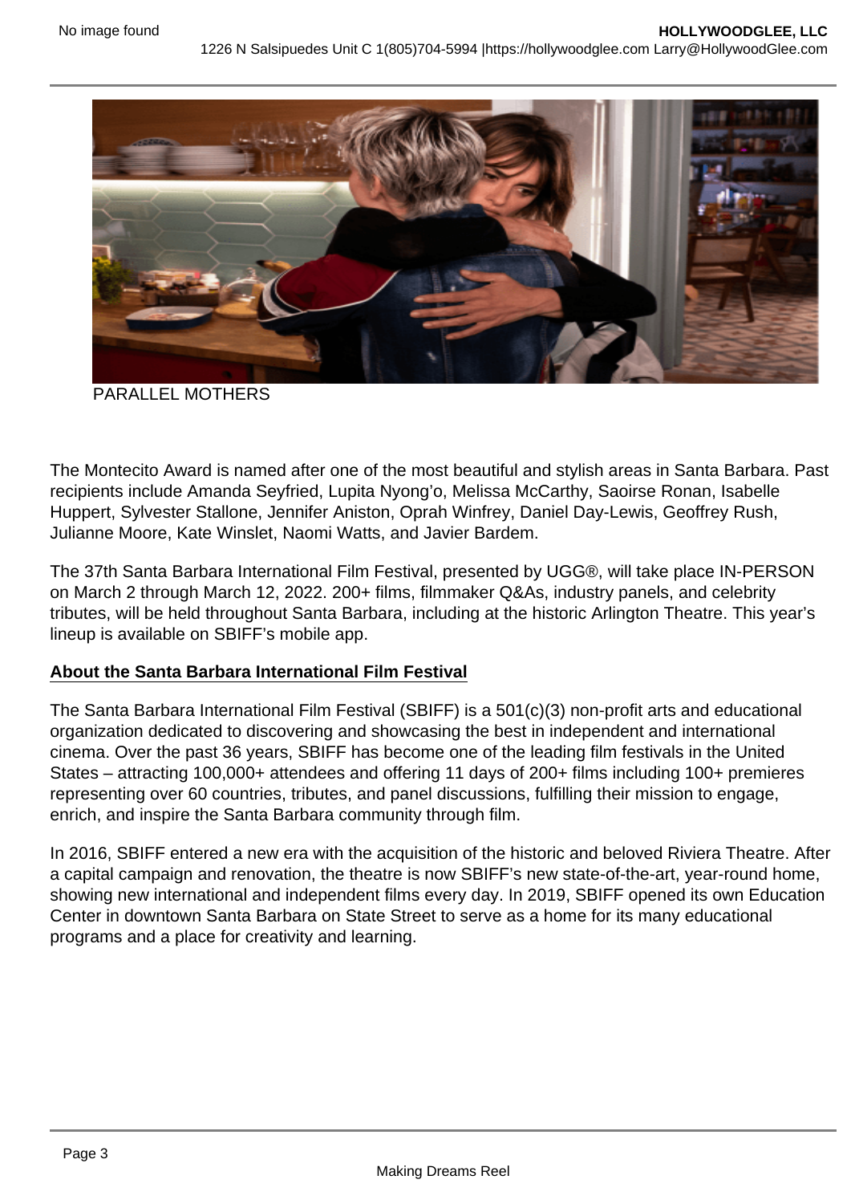PARALLEL MOTHERS

The Montecito Award is named after one of the most beautiful and stylish areas in Santa Barbara. Past recipients include Amanda Seyfried, Lupita Nyong'o, Melissa McCarthy, Saoirse Ronan, Isabelle Huppert, Sylvester Stallone, Jennifer Aniston, Oprah Winfrey, Daniel Day-Lewis, Geoffrey Rush, Julianne Moore, Kate Winslet, Naomi Watts, and Javier Bardem.

The 37th Santa Barbara International Film Festival, presented by UGG®, will take place IN-PERSON on March 2 through March 12, 2022. 200+ films, filmmaker Q&As, industry panels, and celebrity tributes, will be held throughout Santa Barbara, including at the historic Arlington Theatre. This year's lineup is available on SBIFF's mobile app.

**About the Santa Barbara International Film Festival**

The Santa Barbara International Film Festival (SBIFF) is a 501(c)(3) non-profit arts and educational organization dedicated to discovering and showcasing the best in independent and international cinema. Over the past 36 years, SBIFF has become one of the leading film festivals in the United States – attracting 100,000+ attendees and offering 11 days of 200+ films including 100+ premieres representing over 60 countries, tributes, and panel discussions, fulfilling their mission to engage, enrich, and inspire the Santa Barbara community through film.

In 2016, SBIFF entered a new era with the acquisition of the historic and beloved Riviera Theatre. After a capital campaign and renovation, the theatre is now SBIFF's new state-of-the-art, year-round home, showing new international and independent films every day. In 2019, SBIFF opened its own Education Center in downtown Santa Barbara on State Street to serve as a home for its many educational programs and a place for creativity and learning.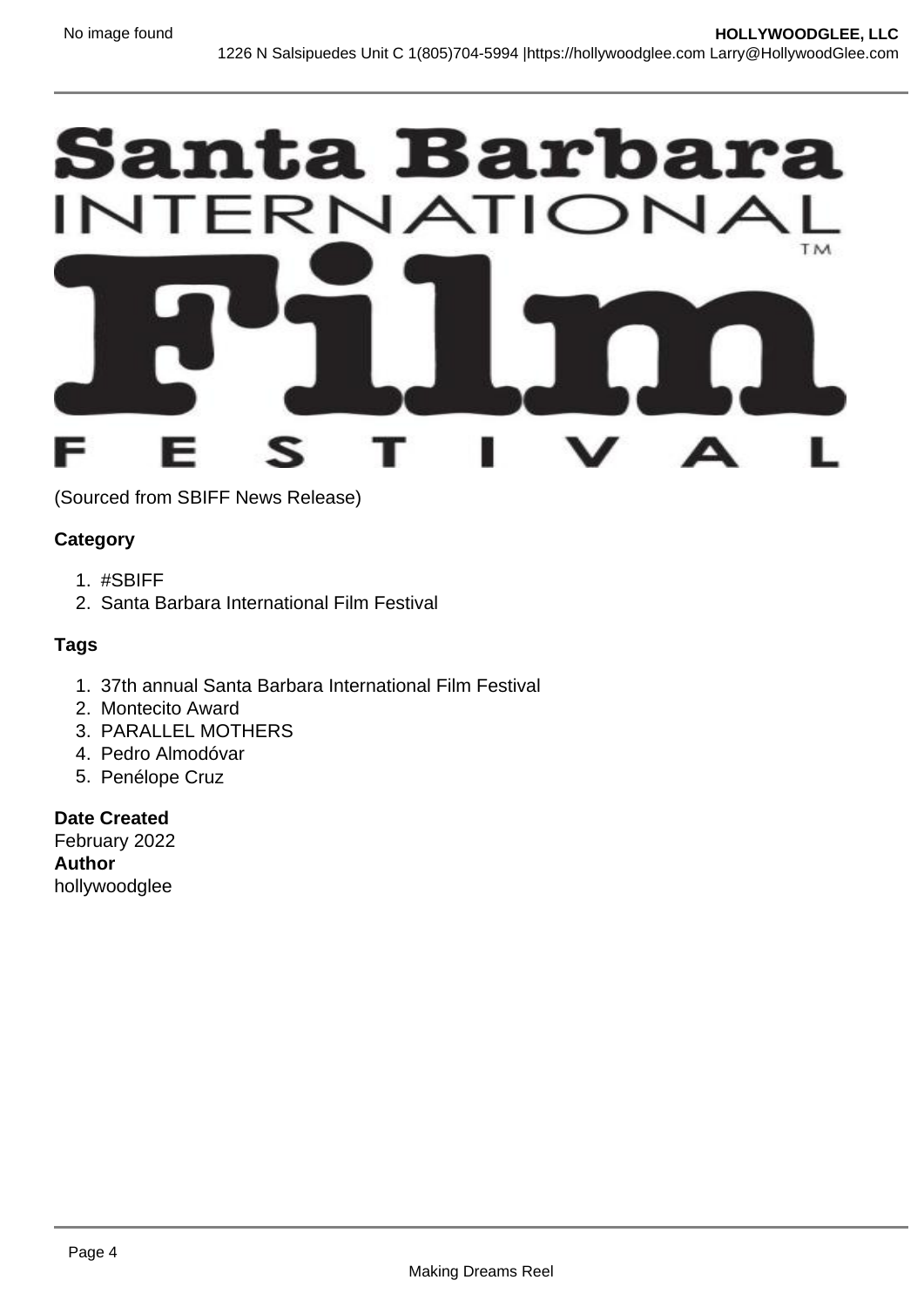(Sourced from SBIFF News Release)

**Category**

1. #SBIFF
2. Santa Barbara International Film Festival

**Tags**

1. 37th annual Santa Barbara International Film Festival
2. Montecito Award
3. PARALLEL MOTHERS
4. Pedro Almodóvar
5. Penélope Cruz

**Date Created**
February 2022
**Author**
hollywoodglee